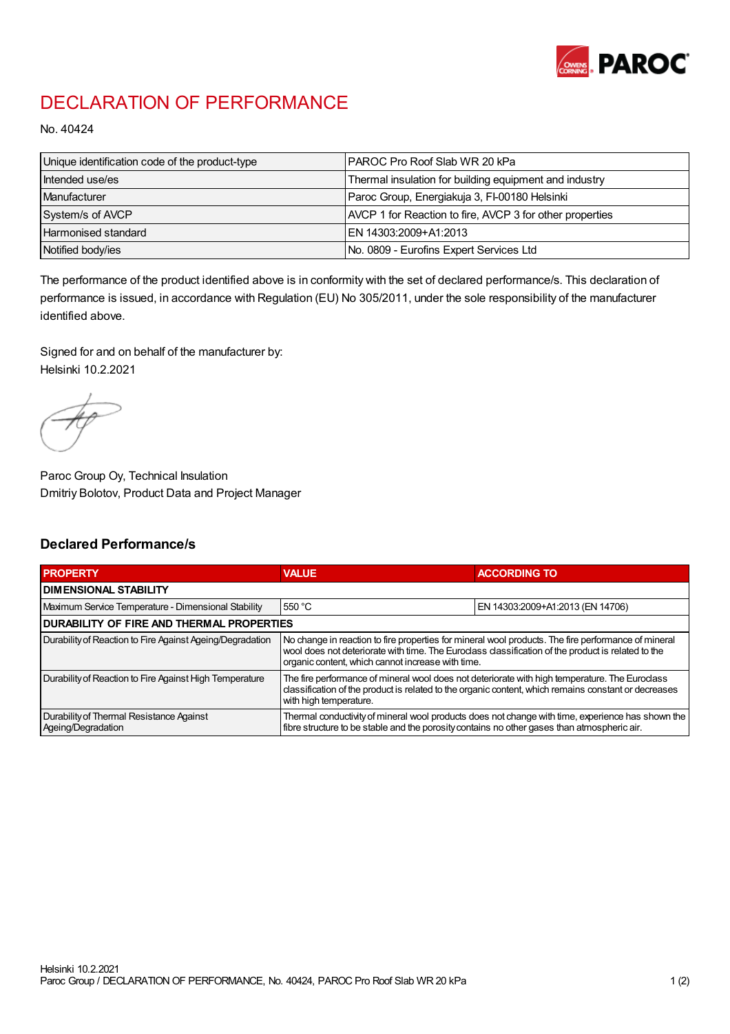# DECLARATION OF PERFORMANCE

No. 40424

| | |
|---|---|
| Unique identification code of the product-type | PAROC Pro Roof Slab WR 20 kPa |
| Intended use/es | Thermal insulation for building equipment and industry |
| Manufacturer | Paroc Group, Energiakuja 3, FI-00180 Helsinki |
| System/s of AVCP | AVCP 1 for Reaction to fire, AVCP 3 for other properties |
| Harmonised standard | EN 14303:2009+A1:2013 |
| Notified body/ies | No. 0809 - Eurofins Expert Services Ltd |

The performance of the product identified above is in conformity with the set of declared performance/s. This declaration of performance is issued, in accordance with Regulation (EU) No 305/2011, under the sole responsibility of the manufacturer identified above.

Signed for and on behalf of the manufacturer by:
Helsinki 10.2.2021

Paroc Group Oy, Technical Insulation
Dmitriy Bolotov, Product Data and Project Manager

## Declared Performance/s

| PROPERTY | VALUE | ACCORDING TO |
|---|---|---|
| **DIMENSIONAL STABILITY** | | |
| Maximum Service Temperature - Dimensional Stability | 550 °C | EN 14303:2009+A1:2013 (EN 14706) |
| **DURABILITY OF FIRE AND THERMAL PROPERTIES** | | |
| Durability of Reaction to Fire Against Ageing/Degradation | No change in reaction to fire properties for mineral wool products. The fire performance of mineral wool does not deteriorate with time. The Euroclass classification of the product is related to the organic content, which cannot increase with time. | |
| Durability of Reaction to Fire Against High Temperature | The fire performance of mineral wool does not deteriorate with high temperature. The Euroclass classification of the product is related to the organic content, which remains constant or decreases with high temperature. | |
| Durability of Thermal Resistance Against Ageing/Degradation | Thermal conductivity of mineral wool products does not change with time, experience has shown the fibre structure to be stable and the porosity contains no other gases than atmospheric air. | |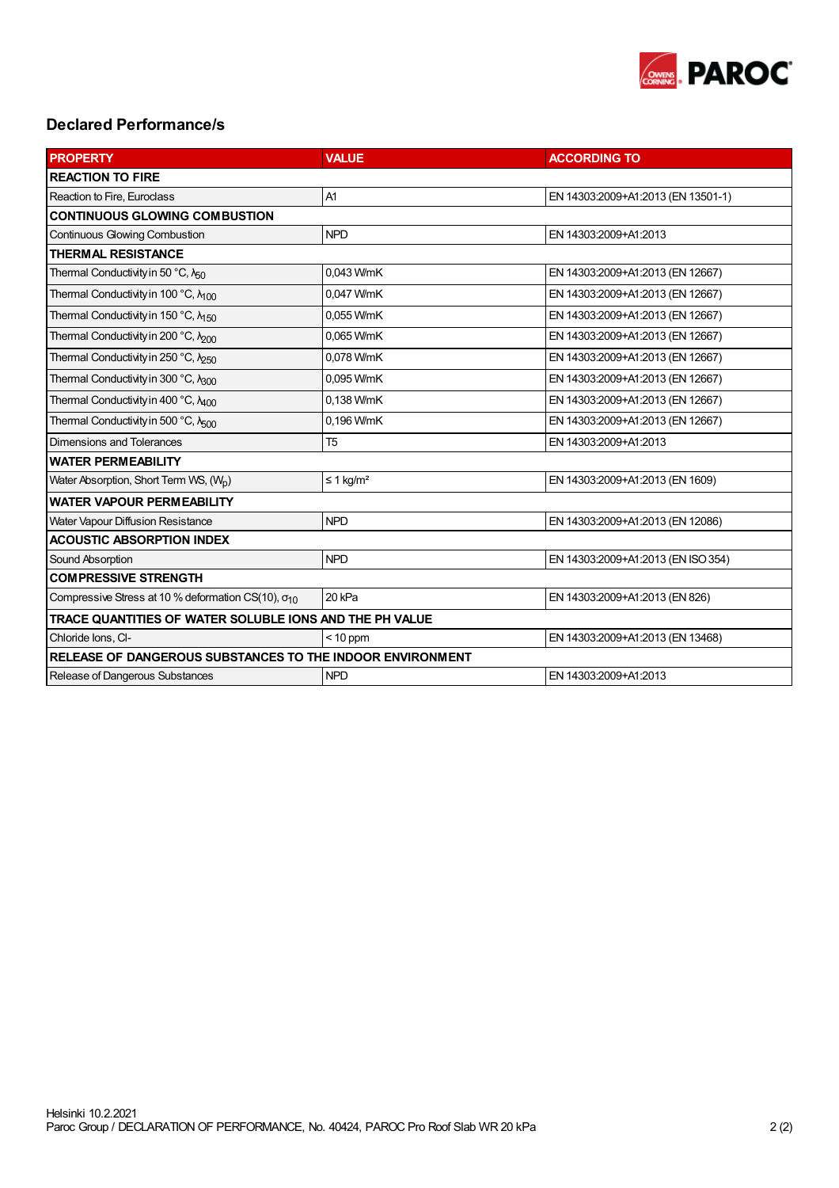## Declared Performance/s

| PROPERTY | VALUE | ACCORDING TO |
|---|---|---|
| **REACTION TO FIRE** | | |
| Reaction to Fire, Euroclass | A1 | EN 14303:2009+A1:2013 (EN 13501-1) |
| **CONTINUOUS GLOWING COMBUSTION** | | |
| Continuous Glowing Combustion | NPD | EN 14303:2009+A1:2013 |
| **THERMAL RESISTANCE** | | |
| Thermal Conductivity in 50 °C, $\lambda_{50}$ | 0,043 W/mK | EN 14303:2009+A1:2013 (EN 12667) |
| Thermal Conductivity in 100 °C, $\lambda_{100}$ | 0,047 W/mK | EN 14303:2009+A1:2013 (EN 12667) |
| Thermal Conductivity in 150 °C, $\lambda_{150}$ | 0,055 W/mK | EN 14303:2009+A1:2013 (EN 12667) |
| Thermal Conductivity in 200 °C, $\lambda_{200}$ | 0,065 W/mK | EN 14303:2009+A1:2013 (EN 12667) |
| Thermal Conductivity in 250 °C, $\lambda_{250}$ | 0,078 W/mK | EN 14303:2009+A1:2013 (EN 12667) |
| Thermal Conductivity in 300 °C, $\lambda_{300}$ | 0,095 W/mK | EN 14303:2009+A1:2013 (EN 12667) |
| Thermal Conductivity in 400 °C, $\lambda_{400}$ | 0,138 W/mK | EN 14303:2009+A1:2013 (EN 12667) |
| Thermal Conductivity in 500 °C, $\lambda_{500}$ | 0,196 W/mK | EN 14303:2009+A1:2013 (EN 12667) |
| Dimensions and Tolerances | T5 | EN 14303:2009+A1:2013 |
| **WATER PERMEABILITY** | | |
| Water Absorption, Short Term WS, ($W_p$) | ≤ 1 kg/m² | EN 14303:2009+A1:2013 (EN 1609) |
| **WATER VAPOUR PERMEABILITY** | | |
| Water Vapour Diffusion Resistance | NPD | EN 14303:2009+A1:2013 (EN 12086) |
| **ACOUSTIC ABSORPTION INDEX** | | |
| Sound Absorption | NPD | EN 14303:2009+A1:2013 (EN ISO 354) |
| **COMPRESSIVE STRENGTH** | | |
| Compressive Stress at 10 % deformation CS(10), $\sigma_{10}$ | 20 kPa | EN 14303:2009+A1:2013 (EN 826) |
| **TRACE QUANTITIES OF WATER SOLUBLE IONS AND THE PH VALUE** | | |
| Chloride Ions, Cl- | < 10 ppm | EN 14303:2009+A1:2013 (EN 13468) |
| **RELEASE OF DANGEROUS SUBSTANCES TO THE INDOOR ENVIRONMENT** | | |
| Release of Dangerous Substances | NPD | EN 14303:2009+A1:2013 |

Helsinki 10.2.2021
Paroc Group / DECLARATION OF PERFORMANCE, No. 40424, PAROC Pro Roof Slab WR 20 kPa